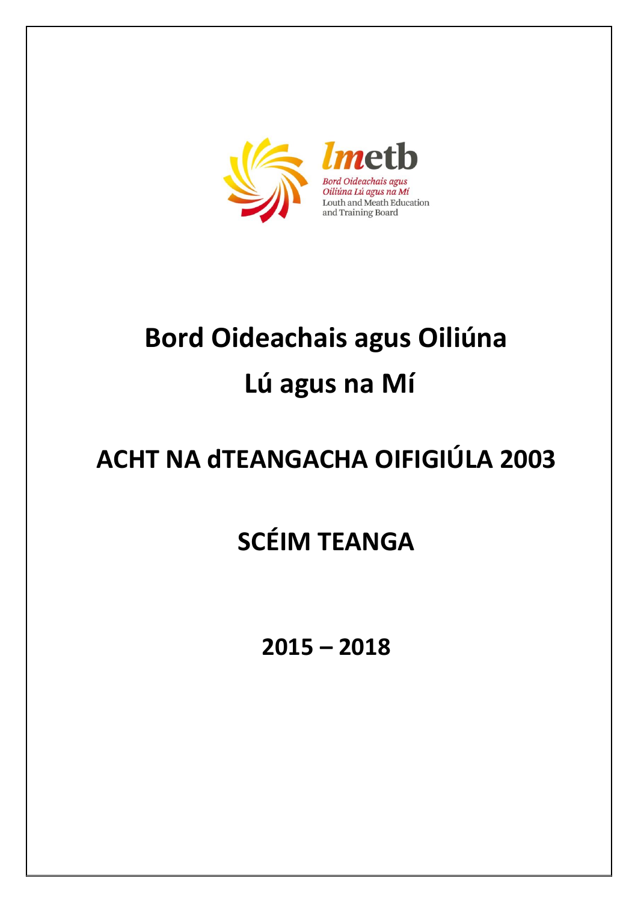lmetb

*Bord Oideachais agus Oiliúna Lú agus na Mí*

Louth and Meath Education and Training Board

# Bord Oideachais agus Oiliúna Lú agus na Mí

# ACHT NA dTEANGACHA OIFIGIÚLA 2003

# SCÉIM TEANGA

# 2015 – 2018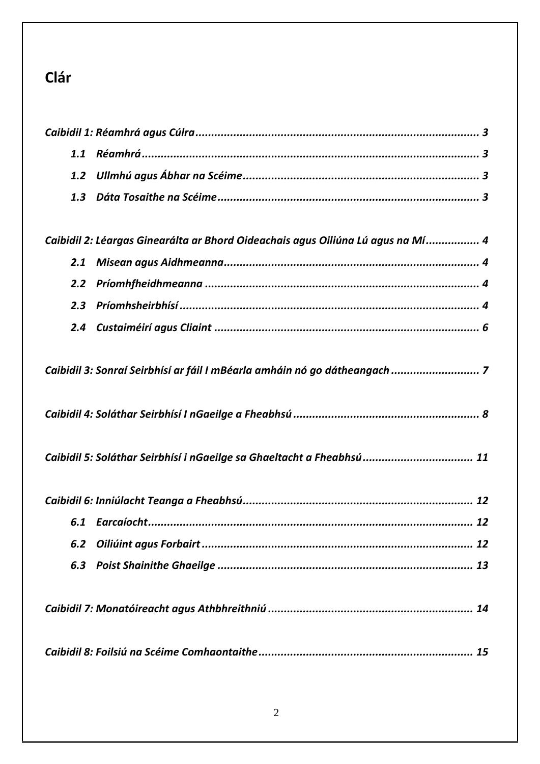# Clár

*Caibidil 1: Réamhrá agus Cúlra* ........................................................................................ 3

*1.1 Réamhrá* ........................................................................................................ 3

*1.2 Ullmhú agus Ábhar na Scéime* .......................................................................... 3

*1.3 Dáta Tosaithe na Scéime* .................................................................................. 3

*Caibidil 2: Léargas Ginearálta ar Bhord Oideachais agus Oiliúna Lú agus na Mí* ................ 4

*2.1 Misean agus Aidhmeanna* ................................................................................ 4

*2.2 Príomhfheidhmeanna* ...................................................................................... 4

*2.3 Príomhsheirbhísí* ............................................................................................ 4

*2.4 Custaiméirí agus Cliaint* ................................................................................... 6

*Caibidil 3: Sonraí Seirbhísí ar fáil I mBéarla amháin nó go dátheangach* ........................... 7

*Caibidil 4: Soláthar Seirbhísí I nGaeilge a Fheabhsú* .......................................................... 8

*Caibidil 5: Soláthar Seirbhísí i nGaeilge sa Ghaeltacht a Fheabhsú* .................................. 11

*Caibidil 6: Inniúlacht Teanga a Fheabhsú* ........................................................................ 12

*6.1 Earcaíocht* ..................................................................................................... 12

*6.2 Oiliúint agus Forbairt* ..................................................................................... 12

*6.3 Poist Shainithe Ghaeilge* ................................................................................ 13

*Caibidil 7: Monatóireacht agus Athbhreithniú* ................................................................ 14

*Caibidil 8: Foilsiú na Scéime Comhaontaithe* ................................................................... 15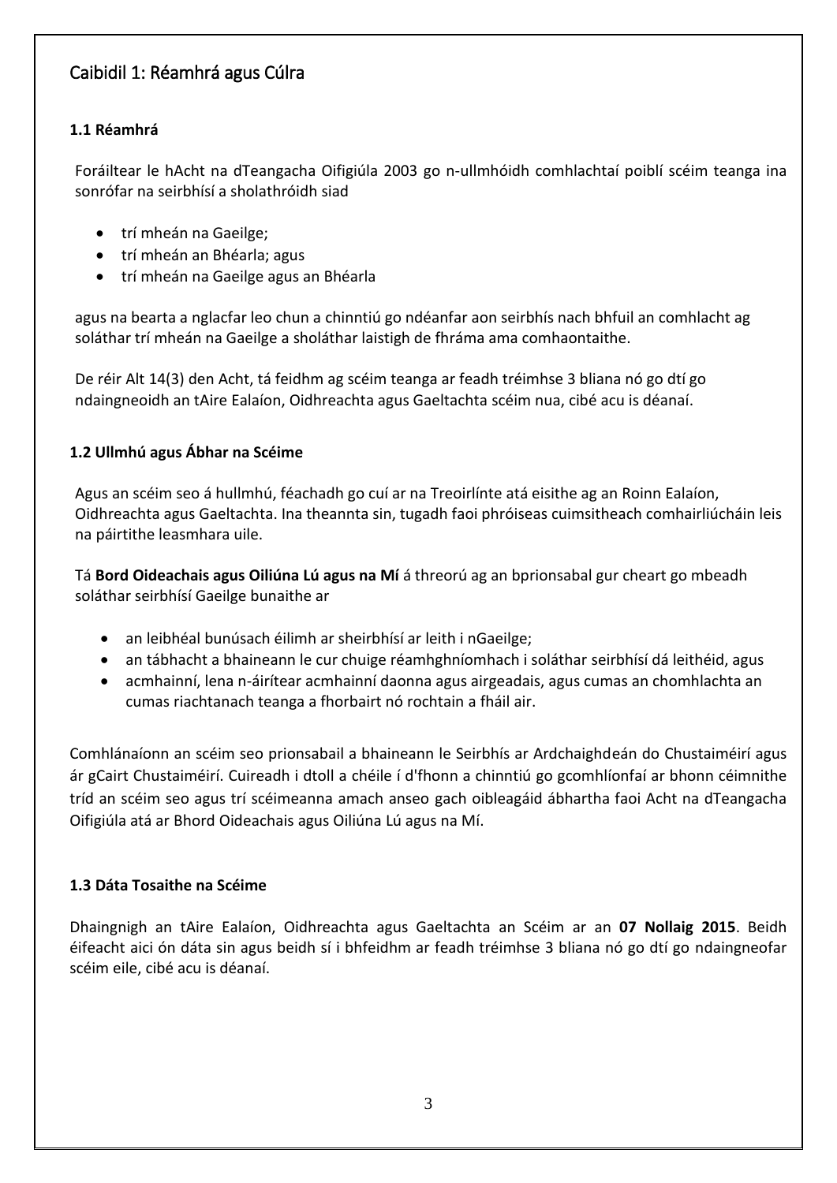## Caibidil 1: Réamhrá agus Cúlra

### 1.1 Réamhrá

Foráiltear le hAcht na dTeangacha Oifigiúla 2003 go n-ullmhóidh comhlachtaí poiblí scéim teanga ina sonrófar na seirbhísí a sholathróidh siad

- trí mheán na Gaeilge;
- trí mheán an Bhéarla; agus
- trí mheán na Gaeilge agus an Bhéarla

agus na bearta a nglacfar leo chun a chinntiú go ndéanfar aon seirbhís nach bhfuil an comhlacht ag soláthar trí mheán na Gaeilge a sholáthar laistigh de fhráma ama comhaontaithe.

De réir Alt 14(3) den Acht, tá feidhm ag scéim teanga ar feadh tréimhse 3 bliana nó go dtí go ndaingneoidh an tAire Ealaíon, Oidhreachta agus Gaeltachta scéim nua, cibé acu is déanaí.

### 1.2 Ullmhú agus Ábhar na Scéime

Agus an scéim seo á hullmhú, féachadh go cuí ar na Treoirlínte atá eisithe ag an Roinn Ealaíon, Oidhreachta agus Gaeltachta. Ina theannta sin, tugadh faoi phróiseas cuimsitheach comhairliúcháin leis na páirtithe leasmhara uile.

Tá **Bord Oideachais agus Oiliúna Lú agus na Mí** á threorú ag an bprionsabal gur cheart go mbeadh soláthar seirbhísí Gaeilge bunaithe ar

- an leibhéal bunúsach éilimh ar sheirbhísí ar leith i nGaeilge;
- an tábhacht a bhaineann le cur chuige réamhghníomhach i soláthar seirbhísí dá leithéid, agus
- acmhainní, lena n-áirítear acmhainní daonna agus airgeadais, agus cumas an chomhlachta an cumas riachtanach teanga a fhorbairt nó rochtain a fháil air.

Comhlánaíonn an scéim seo prionsabail a bhaineann le Seirbhís ar Ardchaighdeán do Chustaiméirí agus ár gCairt Chustaiméirí. Cuireadh i dtoll a chéile í d'fhonn a chinntiú go gcomhlíonfaí ar bhonn céimnithe tríd an scéim seo agus trí scéimeanna amach anseo gach oibleagáid ábhartha faoi Acht na dTeangacha Oifigiúla atá ar Bhord Oideachais agus Oiliúna Lú agus na Mí.

### 1.3 Dáta Tosaithe na Scéime

Dhaingnigh an tAire Ealaíon, Oidhreachta agus Gaeltachta an Scéim ar an **07 Nollaig 2015**. Beidh éifeacht aici ón dáta sin agus beidh sí i bhfeidhm ar feadh tréimhse 3 bliana nó go dtí go ndaingneofar scéim eile, cibé acu is déanaí.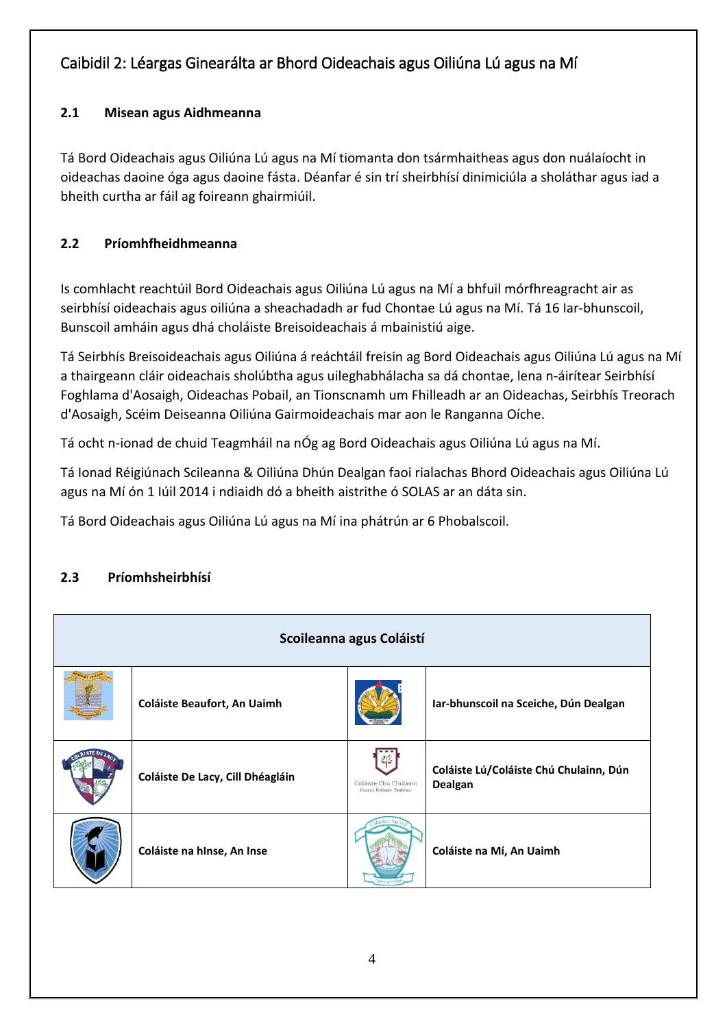## Caibidil 2: Léargas Ginearálta ar Bhord Oideachais agus Oiliúna Lú agus na Mí

### 2.1 Misean agus Aidhmeanna

Tá Bord Oideachais agus Oiliúna Lú agus na Mí tiomanta don tsármhaitheas agus don nuálaíocht in oideachas daoine óga agus daoine fásta. Déanfar é sin trí sheirbhísí dinimiciúla a sholáthar agus iad a bheith curtha ar fáil ag foireann ghairmiúil.

### 2.2 Príomhfheidhmeanna

Is comhlacht reachtúil Bord Oideachais agus Oiliúna Lú agus na Mí a bhfuil mórfhreagracht air as seirbhísí oideachais agus oiliúna a sheachadadh ar fud Chontae Lú agus na Mí. Tá 16 Iar-bhunscoil, Bunscoil amháin agus dhá choláiste Breisoideachais á mbainistiú aige.

Tá Seirbhís Breisoideachais agus Oiliúna á reáchtáil freisin ag Bord Oideachais agus Oiliúna Lú agus na Mí a thairgeann cláir oideachais sholúbtha agus uileghabhálacha sa dá chontae, lena n-áirítear Seirbhísí Foghlama d'Aosaigh, Oideachas Pobail, an Tionscnamh um Fhilleadh ar an Oideachas, Seirbhís Treorach d'Aosaigh, Scéim Deiseanna Oiliúna Gairmoideachais mar aon le Ranganna Oíche.

Tá ocht n-ionad de chuid Teagmháil na nÓg ag Bord Oideachais agus Oiliúna Lú agus na Mí.

Tá Ionad Réigiúnach Scileanna & Oiliúna Dhún Dealgan faoi rialachas Bhord Oideachais agus Oiliúna Lú agus na Mí ón 1 Iúil 2014 i ndiaidh dó a bheith aistrithe ó SOLAS ar an dáta sin.

Tá Bord Oideachais agus Oiliúna Lú agus na Mí ina phátrún ar 6 Phobalscoil.

### 2.3 Príomhsheirbhísí

| Scoileanna agus Coláistí | | | |
|---|---|---|---|
| | **Coláiste Beaufort, An Uaimh** | | **Iar-bhunscoil na Sceiche, Dún Dealgan** |
| | **Coláiste De Lacy, Cill Dhéagláin** | Coláiste Chú Chulainn Cúram. Forbairt. Feabhas. | **Coláiste Lú/Coláiste Chú Chulainn, Dún Dealgan** |
| | **Coláiste na hInse, An Inse** | | **Coláiste na Mí, An Uaimh** |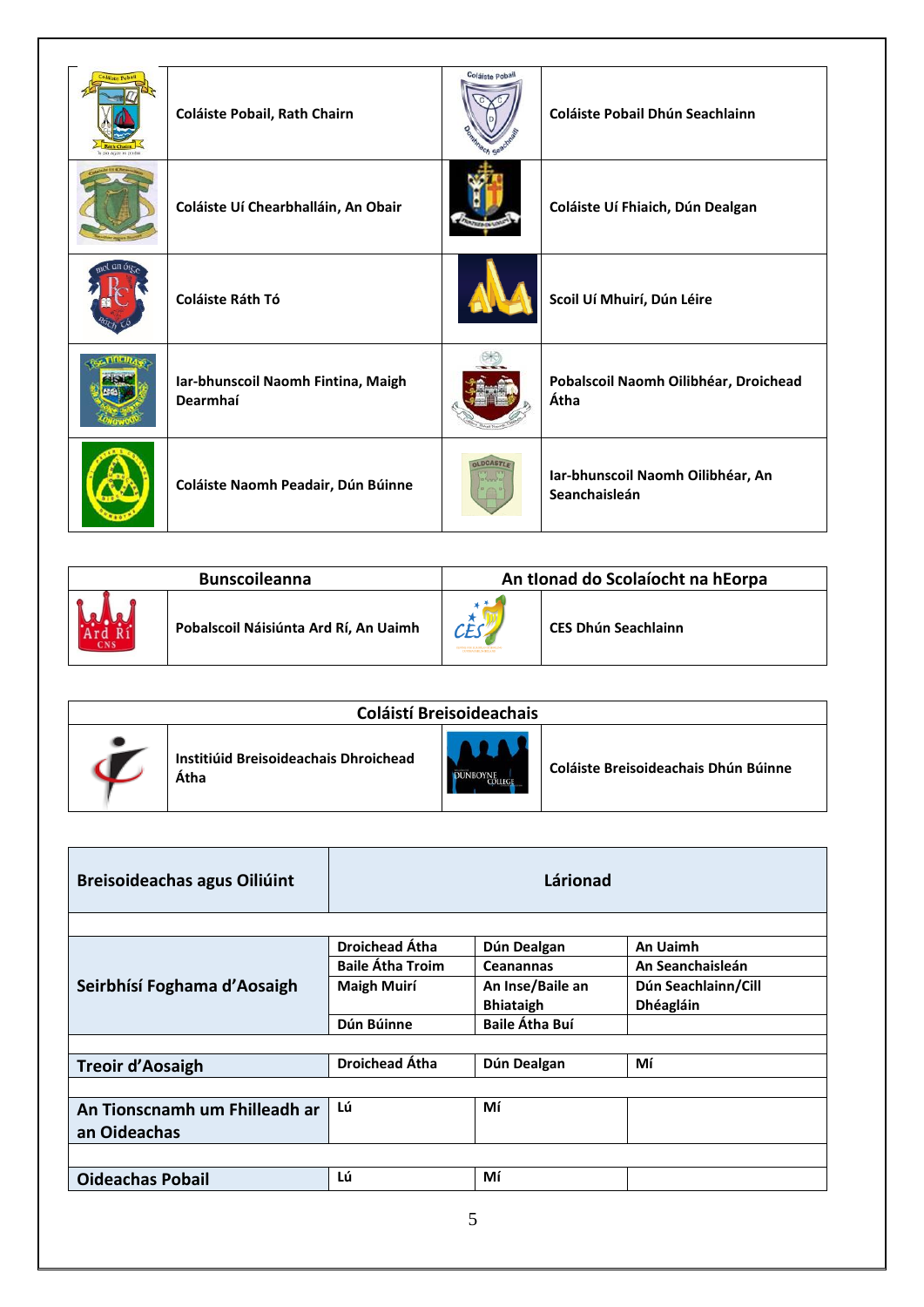| | | | |
|---|---|---|---|
| | Coláiste Pobail, Rath Chairn | | Coláiste Pobail Dhún Seachlainn |
| | Coláiste Uí Chearbhalláin, An Obair | | Coláiste Uí Fhiaich, Dún Dealgan |
| | Coláiste Ráth Tó | | Scoil Uí Mhuirí, Dún Léire |
| | Iar-bhunscoil Naomh Fintina, Maigh Dearmhaí | | Pobalscoil Naomh Oilibhéar, Droichead Átha |
| | Coláiste Naomh Peadair, Dún Búinne | | Iar-bhunscoil Naomh Oilibhéar, An Seanchaisleán |

| Bunscoileanna | | An tIonad do Scolaíocht na hEorpa | |
|---|---|---|---|
| | Pobalscoil Náisiúnta Ard Rí, An Uaimh | | CES Dhún Seachlainn |

| Coláistí Breisoideachais | | | |
|---|---|---|---|
| | Institiúid Breisoideachais Dhroichead Átha | | Coláiste Breisoideachais Dhún Búinne |

| Breisoideachas agus Oiliúint | Lárionad | | |
|---|---|---|---|
| | | | |
| Seirbhísí Foghama d'Aosaigh | Droichead Átha | Dún Dealgan | An Uaimh |
| | Baile Átha Troim | Ceanannas | An Seanchaisleán |
| | Maigh Muirí | An Inse/Baile an Bhiataigh | Dún Seachlainn/Cill Dhéagláin |
| | Dún Búinne | Baile Átha Buí | |
| | | | |
| Treoir d'Aosaigh | Droichead Átha | Dún Dealgan | Mí |
| | | | |
| An Tionscnamh um Fhilleadh ar an Oideachas | Lú | Mí | |
| | | | |
| Oideachas Pobail | Lú | Mí | |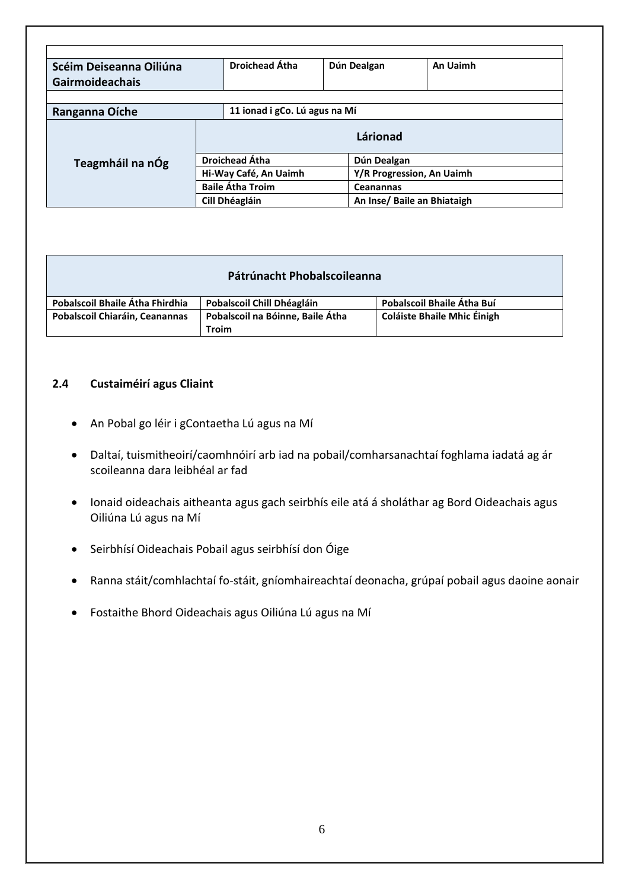| | | | |
|---|---|---|---|
| **Scéim Deiseanna Oiliúna Gairmoideachais** | **Droichead Átha** | **Dún Dealgan** | **An Uaimh** |
| **Ranganna Oíche** | **11 ionad i gCo. Lú agus na Mí** | | |

| | | |
|---|---|---|
| **Teagmháil na nÓg** | **Lárionad** | |
| | **Droichead Átha** | **Dún Dealgan** |
| | **Hi-Way Café, An Uaimh** | **Y/R Progression, An Uaimh** |
| | **Baile Átha Troim** | **Ceanannas** |
| | **Cill Dhéagláin** | **An Inse/ Baile an Bhiataigh** |

| **Pátrúnacht Phobalscoileanna** | | |
|---|---|---|
| **Pobalscoil Bhaile Átha Fhirdhia** | **Pobalscoil Chill Dhéagláin** | **Pobalscoil Bhaile Átha Buí** |
| **Pobalscoil Chiaráin, Ceanannas** | **Pobalscoil na Bóinne, Baile Átha Troim** | **Coláiste Bhaile Mhic Éinigh** |

### 2.4 Custaiméirí agus Cliaint

- An Pobal go léir i gContaetha Lú agus na Mí
- Daltaí, tuismitheoirí/caomhnóirí arb iad na pobail/comharsanachtaí foghlama iadatá ag ár scoileanna dara leibhéal ar fad
- Ionaid oideachais aitheanta agus gach seirbhís eile atá á sholáthar ag Bord Oideachais agus Oiliúna Lú agus na Mí
- Seirbhísí Oideachais Pobail agus seirbhísí don Óige
- Ranna stáit/comhlachtaí fo-stáit, gníomhaireachtaí deonacha, grúpaí pobail agus daoine aonair
- Fostaithe Bhord Oideachais agus Oiliúna Lú agus na Mí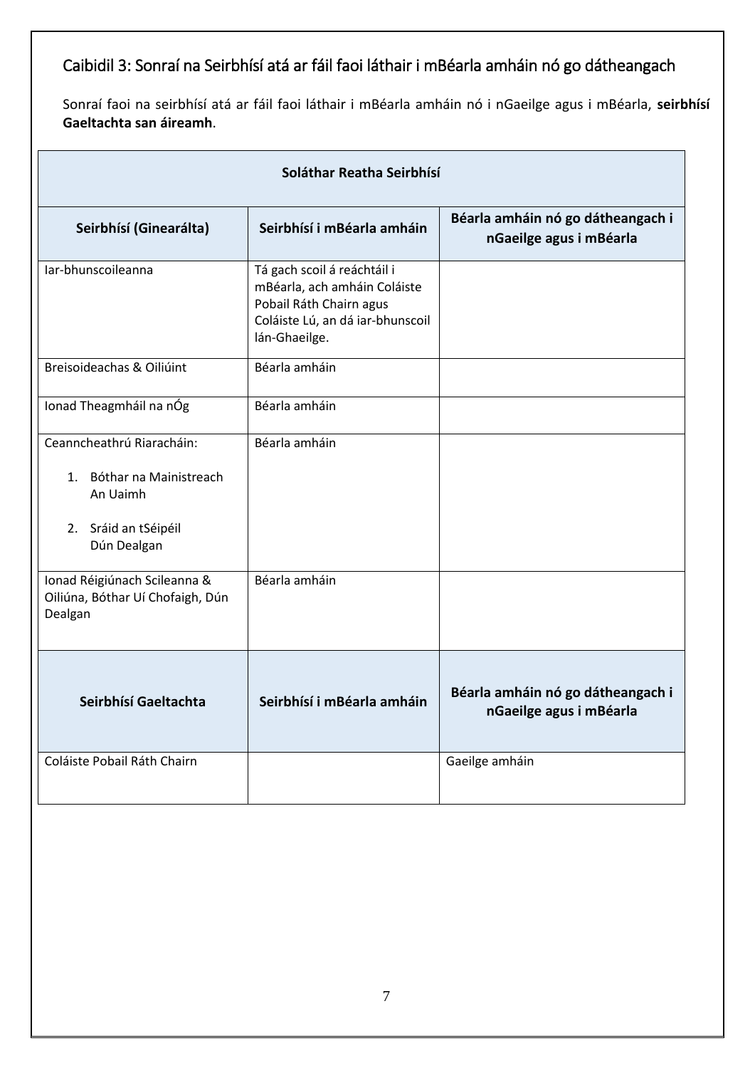## Caibidil 3: Sonraí na Seirbhísí atá ar fáil faoi láthair i mBéarla amháin nó go dátheangach

Sonraí faoi na seirbhísí atá ar fáil faoi láthair i mBéarla amháin nó i nGaeilge agus i mBéarla, **seirbhísí Gaeltachta san áireamh**.

| **Soláthar Reatha Seirbhísí** | | |
|---|---|---|
| **Seirbhísí (Ginearálta)** | **Seirbhísí i mBéarla amháin** | **Béarla amháin nó go dátheangach i nGaeilge agus i mBéarla** |
| Iar-bhunscoileanna | Tá gach scoil á reáchtáil i mBéarla, ach amháin Coláiste Pobail Ráth Chairn agus Coláiste Lú, an dá iar-bhunscoil lán-Ghaeilge. | |
| Breisoideachas & Oiliúint | Béarla amháin | |
| Ionad Theagmháil na nÓg | Béarla amháin | |
| Ceanncheathrú Riaracháin:<br>1. Bóthar na Mainistreach An Uaimh<br>2. Sráid an tSéipéil Dún Dealgan | Béarla amháin | |
| Ionad Réigiúnach Scileanna & Oiliúna, Bóthar Uí Chofaigh, Dún Dealgan | Béarla amháin | |
| **Seirbhísí Gaeltachta** | **Seirbhísí i mBéarla amháin** | **Béarla amháin nó go dátheangach i nGaeilge agus i mBéarla** |
| Coláiste Pobail Ráth Chairn | | Gaeilge amháin |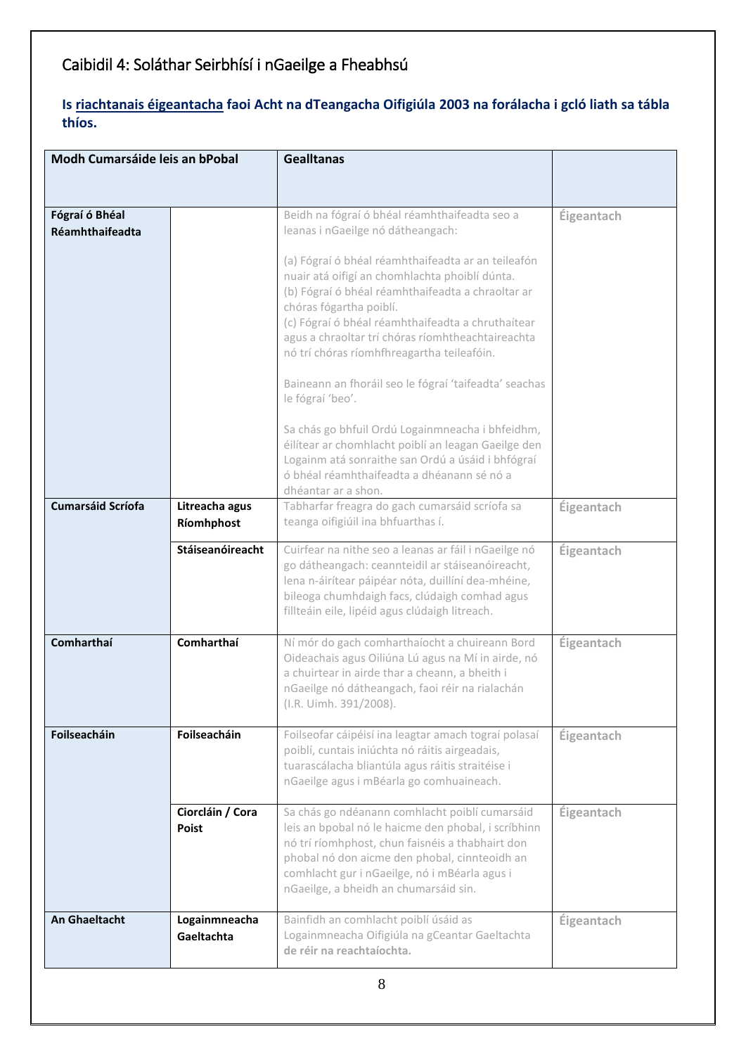## Caibidil 4: Soláthar Seirbhísí i nGaeilge a Fheabhsú

**Is riachtanais éigeantacha faoi Acht na dTeangacha Oifigiúla 2003 na forálacha i gcló liath sa tábla thíos.**

| Modh Cumarsáide leis an bPobal | | Gealltanas | |
|---|---|---|---|
| **Fógraí ó Bhéal Réamhthaifeadta** | | Beidh na fógraí ó bhéal réamhthaifeadta seo a leanas i nGaeilge nó dátheangach:<br><br>(a) Fógraí ó bhéal réamhthaifeadta ar an teileafón nuair atá oifigí an chomhlachta phoiblí dúnta.<br>(b) Fógraí ó bhéal réamhthaifeadta a chraoltar ar chóras fógartha poiblí.<br>(c) Fógraí ó bhéal réamhthaifeadta a chruthaítear agus a chraoltar trí chóras ríomhtheachtaireachta nó trí chóras ríomhfhreagartha teileafóin.<br><br>Baineann an fhoráil seo le fógraí 'taifeadta' seachas le fógraí 'beo'.<br><br>Sa chás go bhfuil Ordú Logainmneacha i bhfeidhm, éilítear ar chomhlacht poiblí an leagan Gaeilge den Logainm atá sonraithe san Ordú a úsáid i bhfógraí ó bhéal réamhthaifeadta a dhéanann sé nó a dhéantar ar a shon. | **Éigeantach** |
| **Cumarsáid Scríofa** | **Litreacha agus Ríomhphost** | Tabharfar freagra do gach cumarsáid scríofa sa teanga oifigiúil ina bhfuarthas í. | **Éigeantach** |
| | **Stáiseanóireacht** | Cuirfear na nithe seo a leanas ar fáil i nGaeilge nó go dátheangach: ceannteidil ar stáiseanóireacht, lena n-áirítear páipéar nóta, duillíní dea-mhéine, bileoga chumhdaigh facs, clúdaigh comhad agus fillteáin eile, lipéid agus clúdaigh litreach. | **Éigeantach** |
| **Comharthaí** | **Comharthaí** | Ní mór do gach comharthaíocht a chuireann Bord Oideachais agus Oiliúna Lú agus na Mí in airde, nó a chuirtear in airde thar a cheann, a bheith i nGaeilge nó dátheangach, faoi réir na rialachán (I.R. Uimh. 391/2008). | **Éigeantach** |
| **Foilseacháin** | **Foilseacháin** | Foilseofar cáipéisí ina leagtar amach tograí polasaí poiblí, cuntais iniúchta nó ráitis airgeadais, tuarascálacha bliantúla agus ráitis straitéise i nGaeilge agus i mBéarla go comhuaineach. | **Éigeantach** |
| | **Ciorcláin / Cora Poist** | Sa chás go ndéanann comhlacht poiblí cumarsáid leis an bpobal nó le haicme den phobal, i scríbhinn nó trí ríomhphost, chun faisnéis a thabhairt don phobal nó don aicme den phobal, cinnteoidh an comhlacht gur i nGaeilge, nó i mBéarla agus i nGaeilge, a bheidh an chumarsáid sin. | **Éigeantach** |
| **An Ghaeltacht** | **Logainmneacha Gaeltachta** | Bainfidh an comhlacht poiblí úsáid as Logainmneacha Oifigiúla na gCeantar Gaeltachta **de réir na reachtaíochta.** | **Éigeantach** |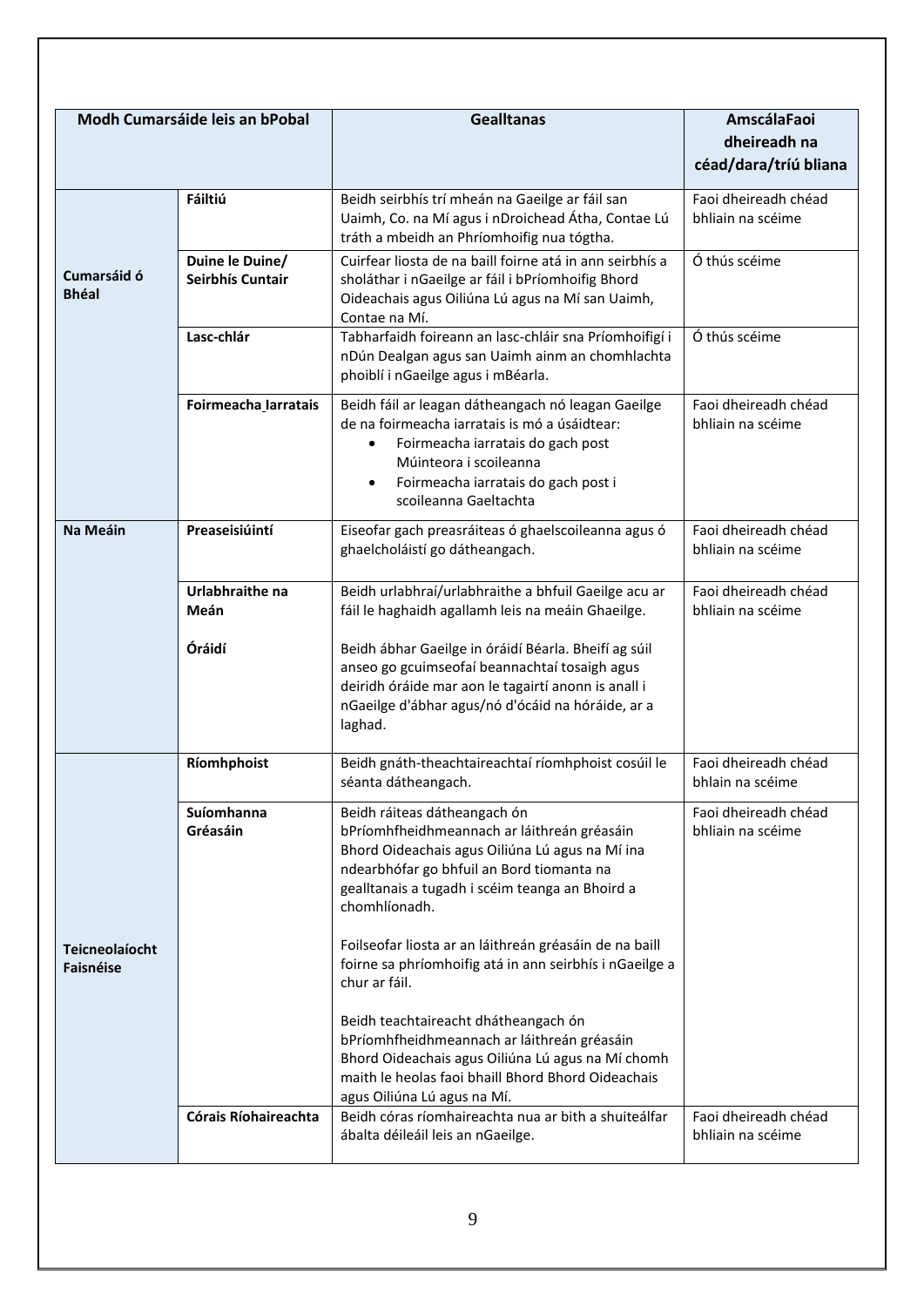| Modh Cumarsáide leis an bPobal | | Gealltanas | AmscálaFaoi dheireadh na céad/dara/tríú bliana |
|---|---|---|---|
| Cumarsáid ó Bhéal | Fáiltiú | Beidh seirbhís trí mheán na Gaeilge ar fáil san Uaimh, Co. na Mí agus i nDroichead Átha, Contae Lú tráth a mbeidh an Phríomhoifig nua tógtha. | Faoi dheireadh chéad bhliain na scéime |
| | Duine le Duine/ Seirbhís Cuntair | Cuirfear liosta de na baill foirne atá in ann seirbhís a sholáthar i nGaeilge ar fáil i bPríomhoifig Bhord Oideachais agus Oiliúna Lú agus na Mí san Uaimh, Contae na Mí. | Ó thús scéime |
| | Lasc-chlár | Tabharfaidh foireann an lasc-chláir sna Príomhoifigí i nDún Dealgan agus san Uaimh ainm an chomhlachta phoiblí i nGaeilge agus i mBéarla. | Ó thús scéime |
| | Foirmeacha Iarratais | Beidh fáil ar leagan dátheangach nó leagan Gaeilge de na foirmeacha iarratais is mó a úsáidtear:<br>• Foirmeacha iarratais do gach post Múinteora i scoileanna<br>• Foirmeacha iarratais do gach post i scoileanna Gaeltachta | Faoi dheireadh chéad bhliain na scéime |
| Na Meáin | Preaseisiúintí | Eiseofar gach preasráiteas ó ghaelscoileanna agus ó ghaelcholáistí go dátheangach. | Faoi dheireadh chéad bhliain na scéime |
| | Urlabhraithe na Meán<br><br>Óráidí | Beidh urlabhraí/urlabhraithe a bhfuil Gaeilge acu ar fáil le haghaidh agallamh leis na meáin Ghaeilge.<br><br>Beidh ábhar Gaeilge in óráidí Béarla. Bheifí ag súil anseo go gcuimseofaí beannachtaí tosaigh agus deiridh óráide mar aon le tagairtí anonn is anall i nGaeilge d'ábhar agus/nó d'ócáid na hóráide, ar a laghad. | Faoi dheireadh chéad bhliain na scéime |
| Teicneolaíocht Faisnéise | Ríomhphoist | Beidh gnáth-theachtaireachtaí ríomhphoist cosúil le séanta dátheangach. | Faoi dheireadh chéad bhlain na scéime |
| | Suíomhanna Gréasáin | Beidh ráiteas dátheangach ón bPríomhfheidhmeannach ar láithreán gréasáin Bhord Oideachais agus Oiliúna Lú agus na Mí ina ndearbhófar go bhfuil an Bord tiomanta na gealltanais a tugadh i scéim teanga an Bhoird a chomhlíonadh.<br><br>Foilseofar liosta ar an láithreán gréasáin de na baill foirne sa phríomhoifig atá in ann seirbhís i nGaeilge a chur ar fáil.<br><br>Beidh teachtaireacht dhátheangach ón bPríomhfheidhmeannach ar láithreán gréasáin Bhord Oideachais agus Oiliúna Lú agus na Mí chomh maith le heolas faoi bhaill Bhord Bhord Oideachais agus Oiliúna Lú agus na Mí. | Faoi dheireadh chéad bhliain na scéime |
| | Córais Ríohaireachta | Beidh córas ríomhaireachta nua ar bith a shuiteálfar ábalta déileáil leis an nGaeilge. | Faoi dheireadh chéad bhliain na scéime |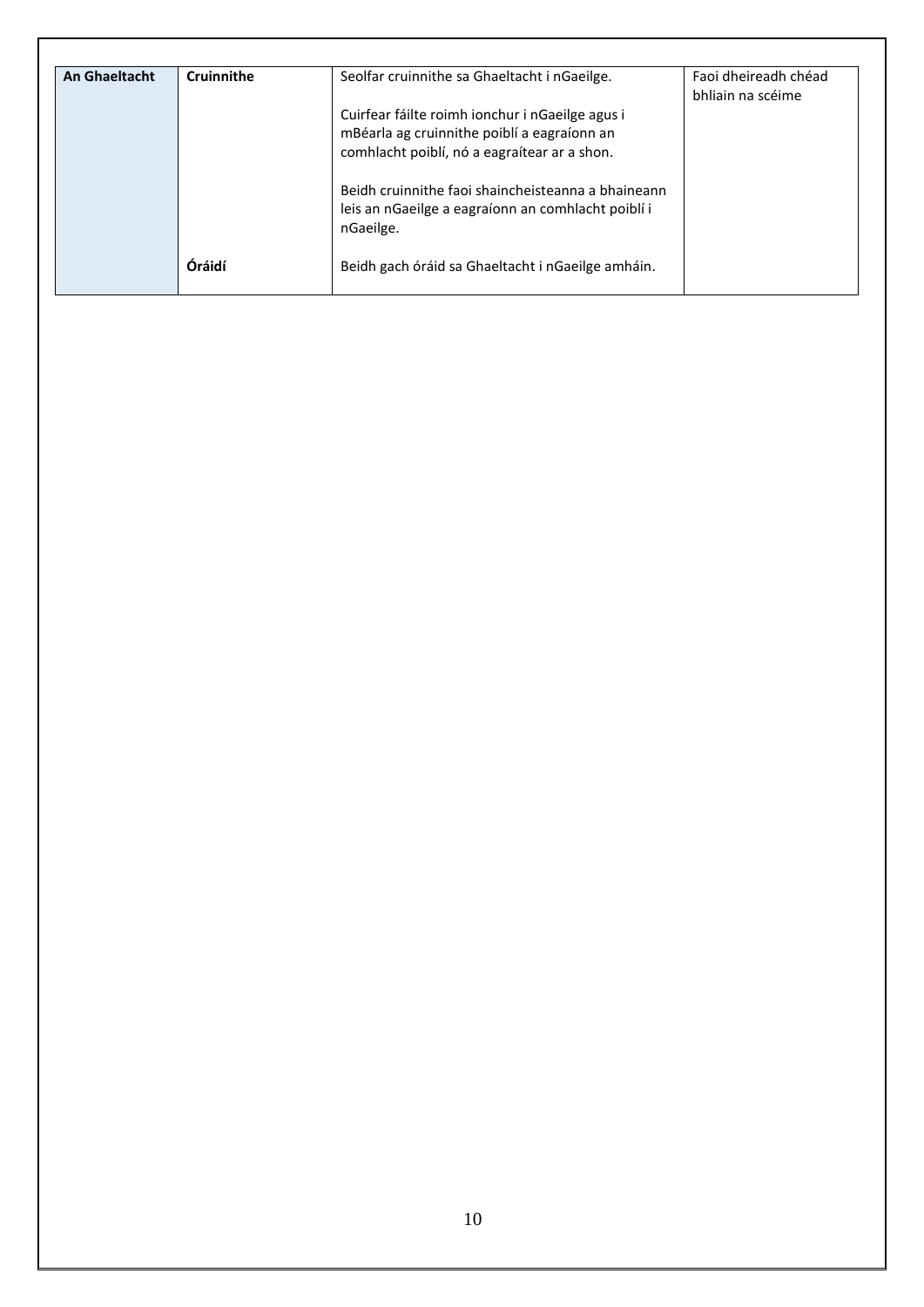| | | | |
|---|---|---|---|
| **An Ghaeltacht** | **Cruinnithe** | Seolfar cruinnithe sa Ghaeltacht i nGaeilge.<br><br>Cuirfear fáilte roimh ionchur i nGaeilge agus i mBéarla ag cruinnithe poiblí a eagraíonn an comhlacht poiblí, nó a eagraítear ar a shon.<br><br>Beidh cruinnithe faoi shaincheisteanna a bhaineann leis an nGaeilge a eagraíonn an comhlacht poiblí i nGaeilge. | Faoi dheireadh chéad bhliain na scéime |
| | **Óráidí** | Beidh gach óráid sa Ghaeltacht i nGaeilge amháin. | |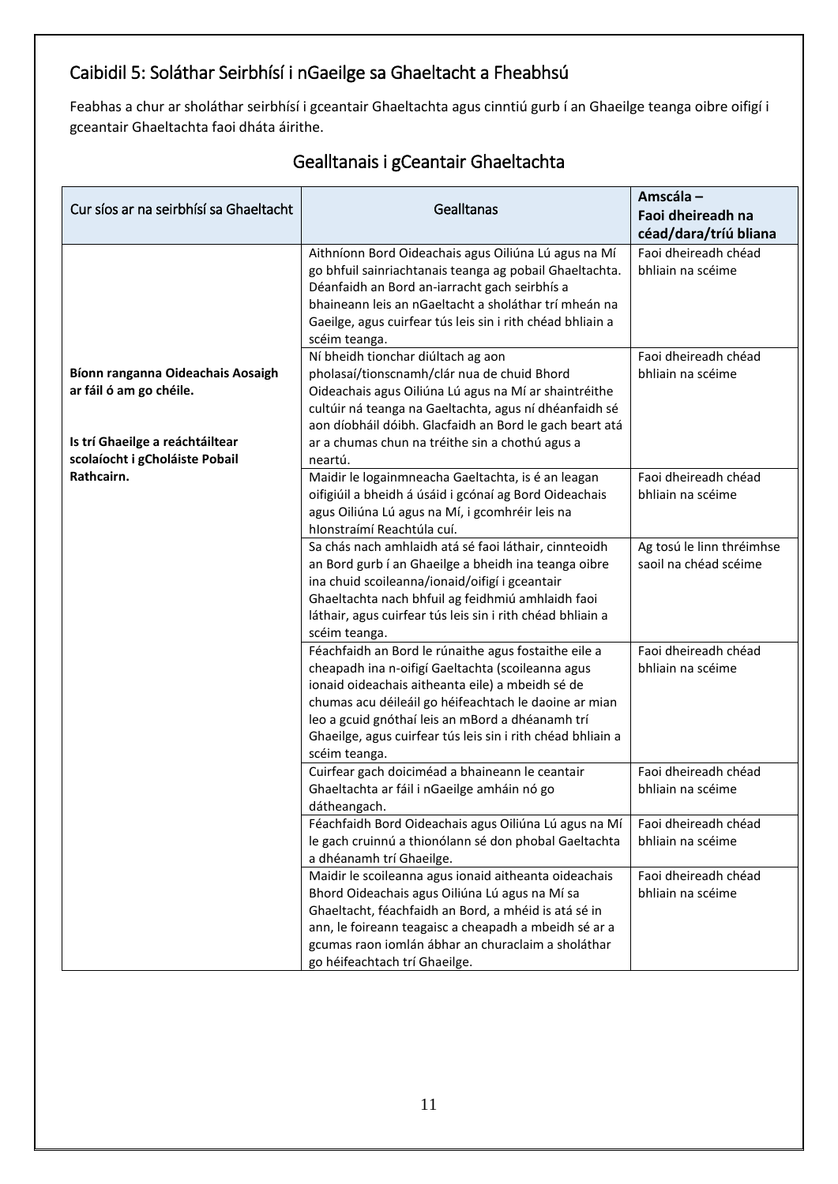## Caibidil 5: Soláthar Seirbhísí i nGaeilge sa Ghaeltacht a Fheabhsú

Feabhas a chur ar sholáthar seirbhísí i gceantair Ghaeltachta agus cinntiú gurb í an Ghaeilge teanga oibre oifigí i gceantair Ghaeltachta faoi dháta áirithe.

### Gealltanais i gCeantair Ghaeltachta

| Cur síos ar na seirbhísí sa Ghaeltacht | Gealltanas | Amscála – Faoi dheireadh na céad/dara/tríú bliana |
|---|---|---|
| **Bíonn ranganna Oideachais Aosaigh ar fáil ó am go chéile.** **Is trí Ghaeilge a reáchtáiltear scolaíocht i gColáiste Pobail Rathcairn.** | Aithníonn Bord Oideachais agus Oiliúna Lú agus na Mí go bhfuil sainriachtanais teanga ag pobail Ghaeltachta. Déanfaidh an Bord an-iarracht gach seirbhís a bhaineann leis an nGaeltacht a sholáthar trí mheán na Gaeilge, agus cuirfear tús leis sin i rith chéad bhliain a scéim teanga. | Faoi dheireadh chéad bhliain na scéime |
| | Ní bheidh tionchar diúltach ag aon pholasaí/tionscnamh/clár nua de chuid Bhord Oideachais agus Oiliúna Lú agus na Mí ar shaintréithe cultúir ná teanga na Gaeltachta, agus ní dhéanfaidh sé aon díobháil dóibh. Glacfaidh an Bord le gach beart atá ar a chumas chun na tréithe sin a chothú agus a neartú. | Faoi dheireadh chéad bhliain na scéime |
| | Maidir le logainmneacha Gaeltachta, is é an leagan oifigiúil a bheidh á úsáid i gcónaí ag Bord Oideachais agus Oiliúna Lú agus na Mí, i gcomhréir leis na hIonstraímí Reachtúla cuí. | Faoi dheireadh chéad bhliain na scéime |
| | Sa chás nach amhlaidh atá sé faoi láthair, cinnteoidh an Bord gurb í an Ghaeilge a bheidh ina teanga oibre ina chuid scoileanna/ionaid/oifigí i gceantair Ghaeltachta nach bhfuil ag feidhmiú amhlaidh faoi láthair, agus cuirfear tús leis sin i rith chéad bhliain a scéim teanga. | Ag tosú le linn thréimhse saoil na chéad scéime |
| | Féachfaidh an Bord le rúnaithe agus fostaithe eile a cheapadh ina n-oifigí Gaeltachta (scoileanna agus ionaid oideachais aitheanta eile) a mbeidh sé de chumas acu déileáil go héifeachtach le daoine ar mian leo a gcuid gnóthaí leis an mBord a dhéanamh trí Ghaeilge, agus cuirfear tús leis sin i rith chéad bhliain a scéim teanga. | Faoi dheireadh chéad bhliain na scéime |
| | Cuirfear gach doiciméad a bhaineann le ceantair Ghaeltachta ar fáil i nGaeilge amháin nó go dátheangach. | Faoi dheireadh chéad bhliain na scéime |
| | Féachfaidh Bord Oideachais agus Oiliúna Lú agus na Mí le gach cruinnú a thionólann sé don phobal Gaeltachta a dhéanamh trí Ghaeilge. | Faoi dheireadh chéad bhliain na scéime |
| | Maidir le scoileanna agus ionaid aitheanta oideachais Bhord Oideachais agus Oiliúna Lú agus na Mí sa Ghaeltacht, féachfaidh an Bord, a mhéid is atá sé in ann, le foireann teagaisc a cheapadh a mbeidh sé ar a gcumas raon iomlán ábhar an churaclaim a sholáthar go héifeachtach trí Ghaeilge. | Faoi dheireadh chéad bhliain na scéime |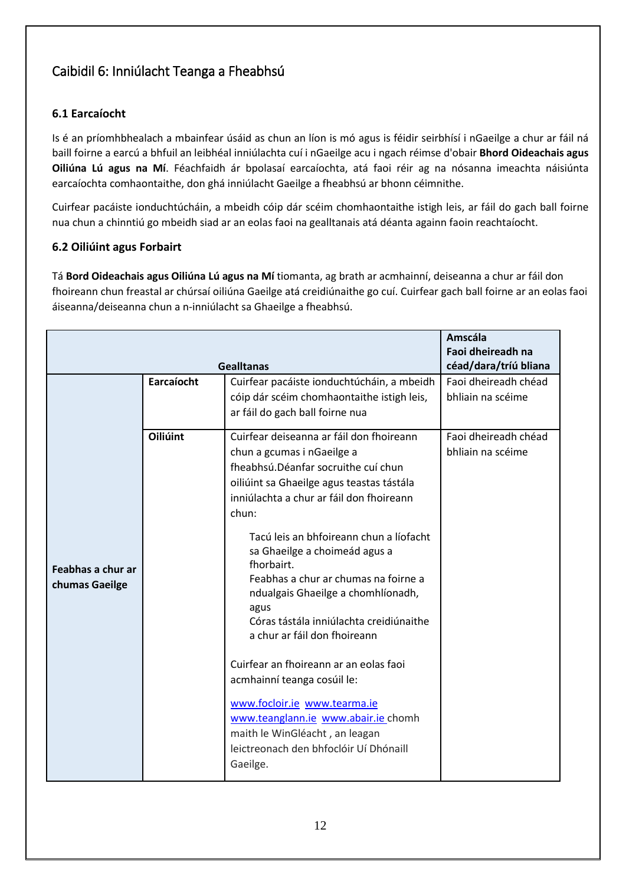## Caibidil 6: Inniúlacht Teanga a Fheabhsú

### 6.1 Earcaíocht

Is é an príomhbhealach a mbainfear úsáid as chun an líon is mó agus is féidir seirbhísí i nGaeilge a chur ar fáil ná baill foirne a earcú a bhfuil an leibhéal inniúlachta cuí i nGaeilge acu i ngach réimse d'obair **Bhord Oideachais agus Oiliúna Lú agus na Mí**. Féachfaidh ár bpolasaí earcaíochta, atá faoi réir ag na nósanna imeachta náisiúnta earcaíochta comhaontaithe, don ghá inniúlacht Gaeilge a fheabhsú ar bhonn céimnithe.

Cuirfear pacáiste ionduchtúcháin, a mbeidh cóip dár scéim chomhaontaithe istigh leis, ar fáil do gach ball foirne nua chun a chinntiú go mbeidh siad ar an eolas faoi na gealltanais atá déanta againn faoin reachtaíocht.

### 6.2 Oiliúint agus Forbairt

Tá **Bord Oideachais agus Oiliúna Lú agus na Mí** tiomanta, ag brath ar acmhainní, deiseanna a chur ar fáil don fhoireann chun freastal ar chúrsaí oiliúna Gaeilge atá creidiúnaithe go cuí. Cuirfear gach ball foirne ar an eolas faoi áiseanna/deiseanna chun a n-inniúlacht sa Ghaeilge a fheabhsú.

| Gealltanas | | | Amscála Faoi dheireadh na céad/dara/tríú bliana |
|---|---|---|---|
| Feabhas a chur ar chumas Gaeilge | Earcaíocht | Cuirfear pacáiste ionduchtúcháin, a mbeidh cóip dár scéim chomhaontaithe istigh leis, ar fáil do gach ball foirne nua | Faoi dheireadh chéad bhliain na scéime |
| | Oiliúint | Cuirfear deiseanna ar fáil don fhoireann chun a gcumas i nGaeilge a fheabhsú.Déanfar socruithe cuí chun oiliúint sa Ghaeilge agus teastas tástála inniúlachta a chur ar fáil don fhoireann chun:<br><br>Tacú leis an bhfoireann chun a líofacht sa Ghaeilge a choimeád agus a fhorbairt.<br>Feabhas a chur ar chumas na foirne a ndualgais Ghaeilge a chomhlíonadh, agus<br>Córas tástála inniúlachta creidiúnaithe a chur ar fáil don fhoireann<br><br>Cuirfear an fhoireann ar an eolas faoi acmhainní teanga cosúil le:<br><br>www.focloir.ie www.tearma.ie www.teanglann.ie www.abair.ie chomh maith le WinGléacht , an leagan leictreonach den bhfoclóir Uí Dhónaill Gaeilge. | Faoi dheireadh chéad bhliain na scéime |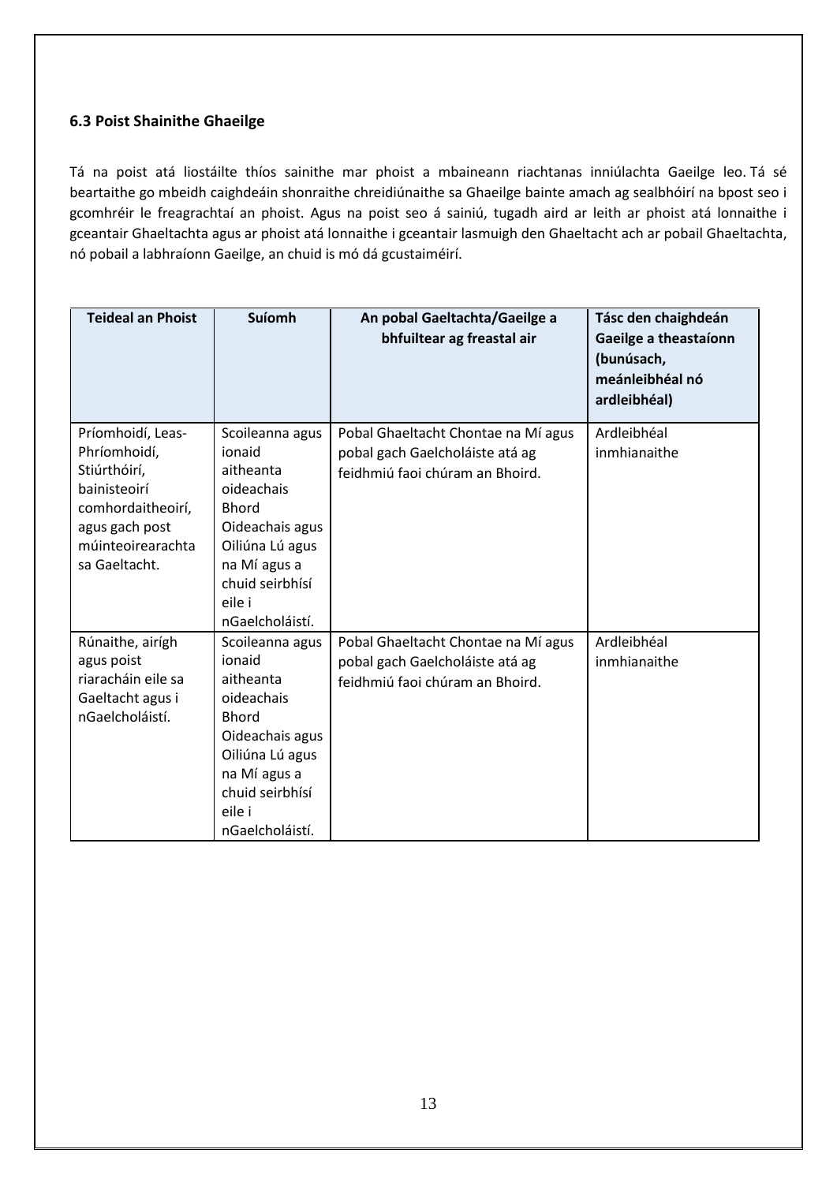### 6.3 Poist Shainithe Ghaeilge

Tá na poist atá liostáilte thíos sainithe mar phoist a mbaineann riachtanas inniúlachta Gaeilge leo. Tá sé beartaithe go mbeidh caighdeáin shonraithe chreidiúnaithe sa Ghaeilge bainte amach ag sealbhóirí na bpost seo i gcomhréir le freagrachtaí an phoist. Agus na poist seo á sainiú, tugadh aird ar leith ar phoist atá lonnaithe i gceantair Ghaeltachta agus ar phoist atá lonnaithe i gceantair lasmuigh den Ghaeltacht ach ar pobail Ghaeltachta, nó pobail a labhraíonn Gaeilge, an chuid is mó dá gcustaiméirí.

| Teideal an Phoist | Suíomh | An pobal Gaeltachta/Gaeilge a bhfuiltear ag freastal air | Tásc den chaighdeán Gaeilge a theastaíonn (bunúsach, meánleibhéal nó ardleibhéal) |
|---|---|---|---|
| Príomhoidí, Leas-Phríomhoidí, Stiúrthóirí, bainisteoirí comhordaitheoirí, agus gach post múinteoirearachta sa Gaeltacht. | Scoileanna agus ionaid aitheanta oideachais Bhord Oideachais agus Oiliúna Lú agus na Mí agus a chuid seirbhísí eile i nGaelcholáistí. | Pobal Ghaeltacht Chontae na Mí agus pobal gach Gaelcholáiste atá ag feidhmiú faoi chúram an Bhoird. | Ardleibhéal inmhianaithe |
| Rúnaithe, airígh agus poist riaracháin eile sa Gaeltacht agus i nGaelcholáistí. | Scoileanna agus ionaid aitheanta oideachais Bhord Oideachais agus Oiliúna Lú agus na Mí agus a chuid seirbhísí eile i nGaelcholáistí. | Pobal Ghaeltacht Chontae na Mí agus pobal gach Gaelcholáiste atá ag feidhmiú faoi chúram an Bhoird. | Ardleibhéal inmhianaithe |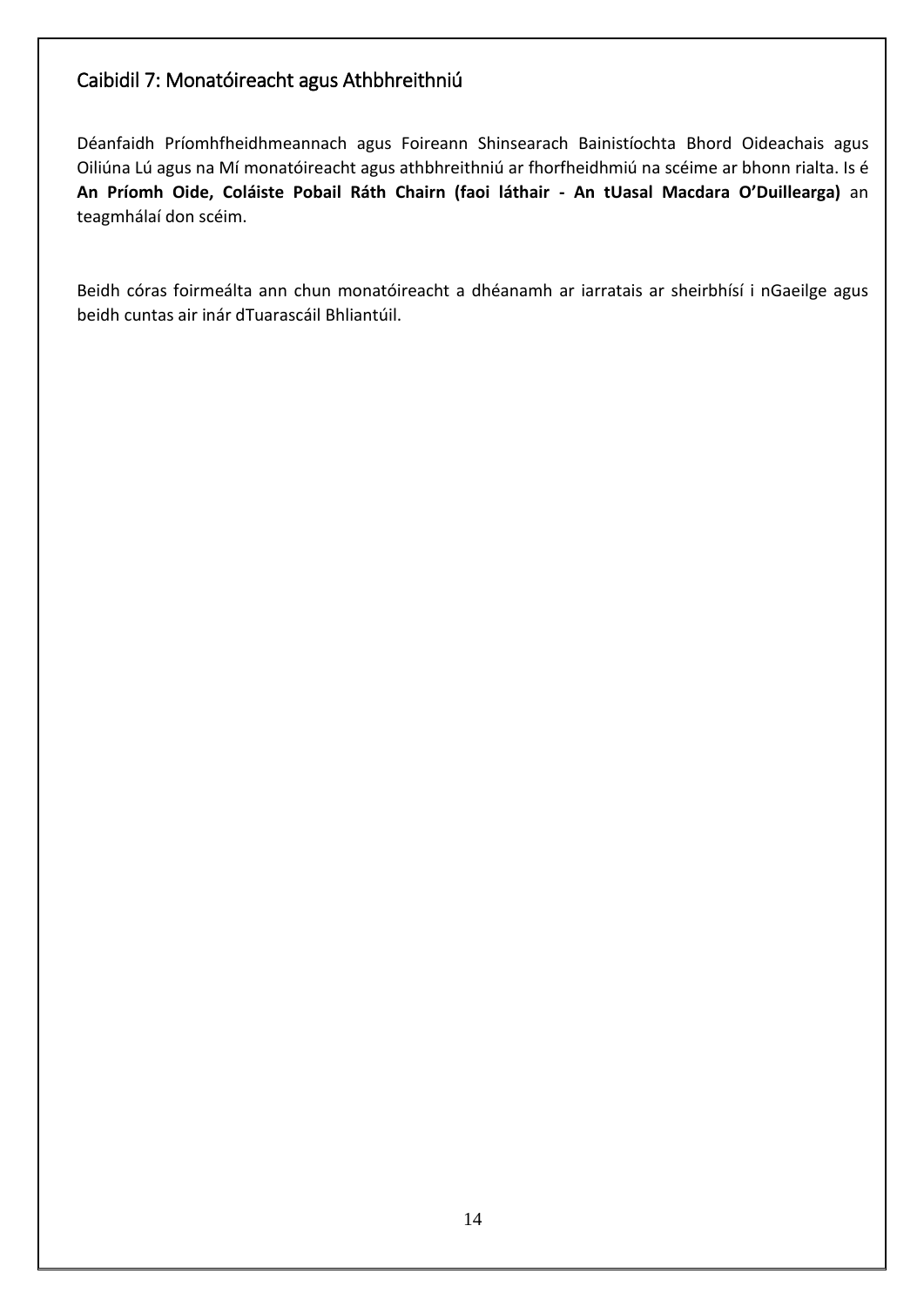## Caibidil 7: Monatóireacht agus Athbhreithniú

Déanfaidh Príomhfheidhmeannach agus Foireann Shinsearach Bainistíochta Bhord Oideachais agus Oiliúna Lú agus na Mí monatóireacht agus athbhreithniú ar fhorfheidhmiú na scéime ar bhonn rialta. Is é **An Príomh Oide, Coláiste Pobail Ráth Chairn (faoi láthair - An tUasal Macdara O'Duillearga)** an teagmhálaí don scéim.

Beidh córas foirmeálta ann chun monatóireacht a dhéanamh ar iarratais ar sheirbhísí i nGaeilge agus beidh cuntas air inár dTuarascáil Bhliantúil.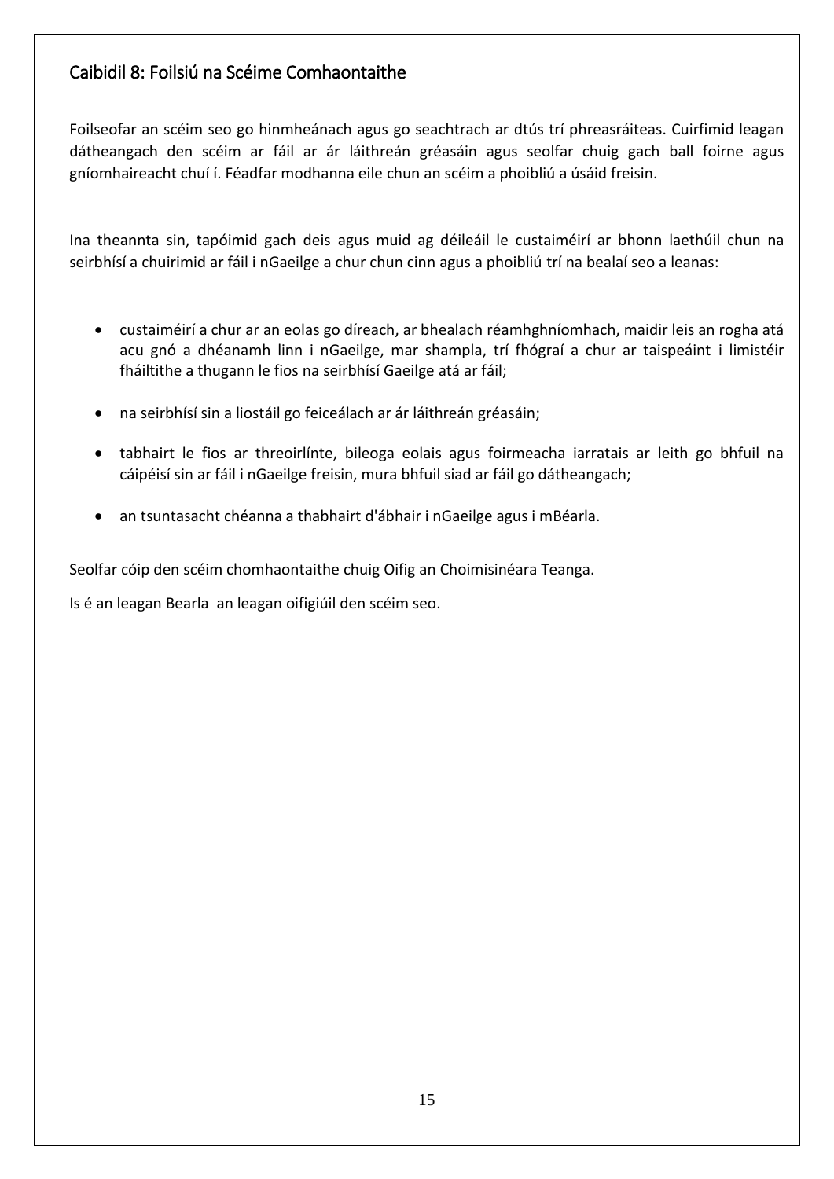## Caibidil 8: Foilsiú na Scéime Comhaontaithe

Foilseofar an scéim seo go hinmheánach agus go seachtrach ar dtús trí phreasráiteas. Cuirfimid leagan dátheangach den scéim ar fáil ar ár láithreán gréasáin agus seolfar chuig gach ball foirne agus gníomhaireacht chuí í. Féadfar modhanna eile chun an scéim a phoibliú a úsáid freisin.

Ina theannta sin, tapóimid gach deis agus muid ag déileáil le custaiméirí ar bhonn laethúil chun na seirbhísí a chuirimid ar fáil i nGaeilge a chur chun cinn agus a phoibliú trí na bealaí seo a leanas:

- custaiméirí a chur ar an eolas go díreach, ar bhealach réamhghníomhach, maidir leis an rogha atá acu gnó a dhéanamh linn i nGaeilge, mar shampla, trí fhógraí a chur ar taispeáint i limistéir fháiltithe a thugann le fios na seirbhísí Gaeilge atá ar fáil;
- na seirbhísí sin a liostáil go feiceálach ar ár láithreán gréasáin;
- tabhairt le fios ar threoirlínte, bileoga eolais agus foirmeacha iarratais ar leith go bhfuil na cáipéisí sin ar fáil i nGaeilge freisin, mura bhfuil siad ar fáil go dátheangach;
- an tsuntasacht chéanna a thabhairt d'ábhair i nGaeilge agus i mBéarla.

Seolfar cóip den scéim chomhaontaithe chuig Oifig an Choimisinéara Teanga.

Is é an leagan Bearla an leagan oifigiúil den scéim seo.